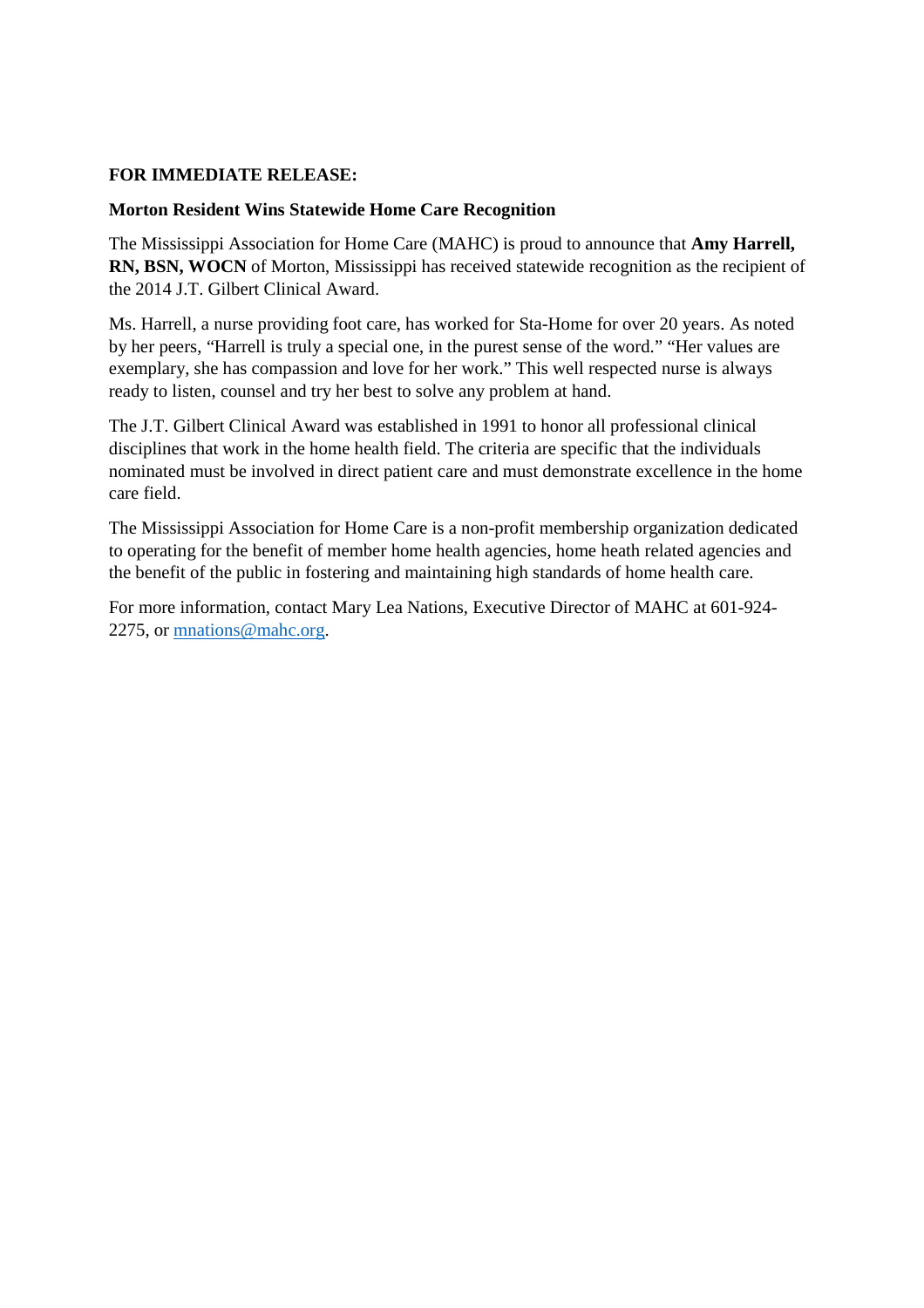**FOR IMMEDIATE RELEASE:**

**Morton Resident Wins Statewide Home Care Recognition**

The Mississippi Association for Home Care (MAHC) is proud to announce that **Amy Harrell, RN, BSN, WOCN** of Morton, Mississippi has received statewide recognition as the recipient of the 2014 J.T. Gilbert Clinical Award.

Ms. Harrell, a nurse providing foot care, has worked for Sta-Home for over 20 years. As noted by her peers, "Harrell is truly a special one, in the purest sense of the word." "Her values are exemplary, she has compassion and love for her work." This well respected nurse is always ready to listen, counsel and try her best to solve any problem at hand.

The J.T. Gilbert Clinical Award was established in 1991 to honor all professional clinical disciplines that work in the home health field. The criteria are specific that the individuals nominated must be involved in direct patient care and must demonstrate excellence in the home care field.

The Mississippi Association for Home Care is a non-profit membership organization dedicated to operating for the benefit of member home health agencies, home heath related agencies and the benefit of the public in fostering and maintaining high standards of home health care.

For more information, contact Mary Lea Nations, Executive Director of MAHC at 601-924-2275, or [mnations@mahc.org](mailto:mnations@mahc.org).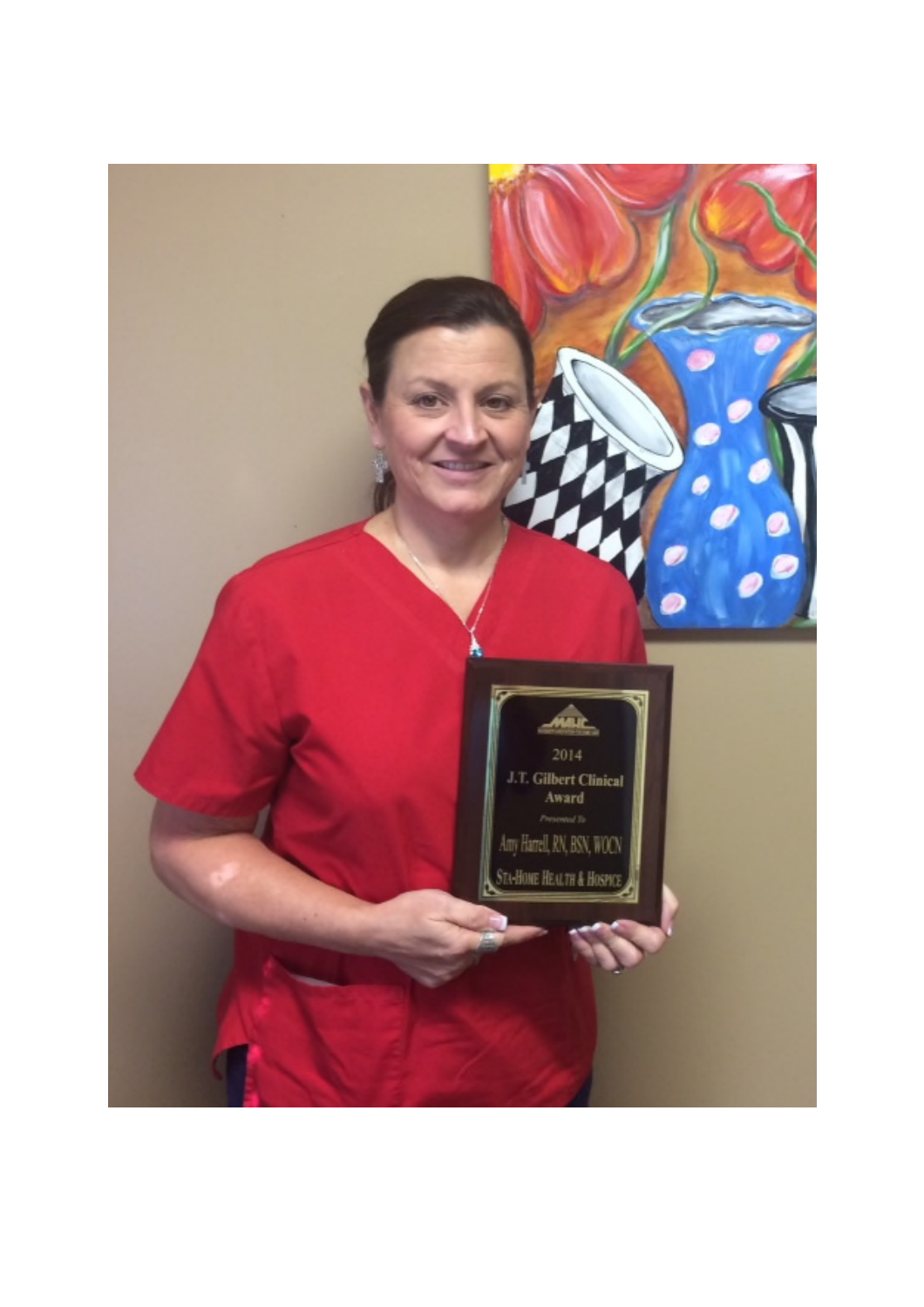2014

J.T. Gilbert Clinical Award

*Presented To*

Amy Harrell, RN, BSN, WOCN

STA-HOME HEALTH & HOSPICE